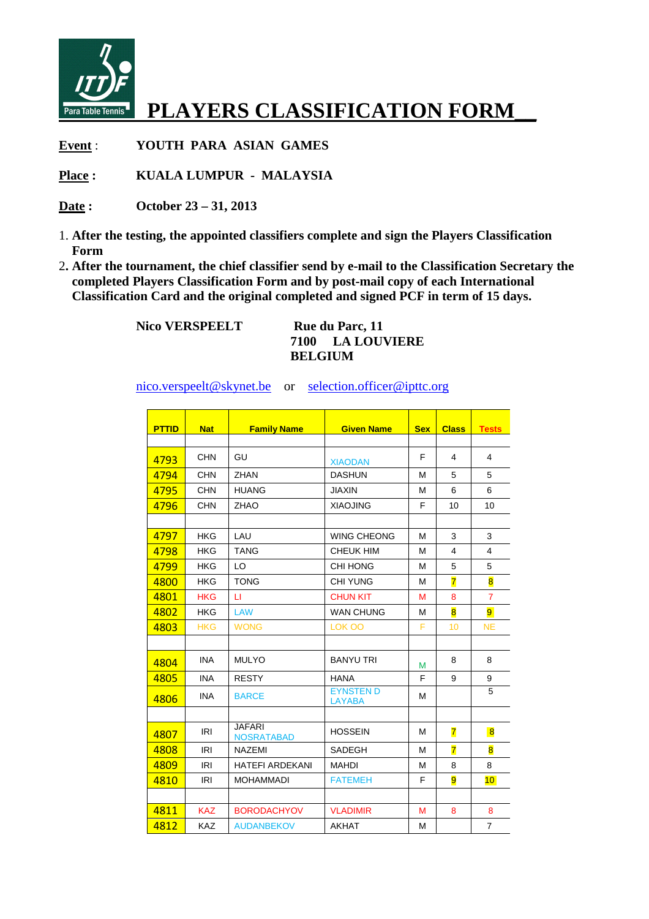# PLAYERS CLASSIFICATION FORM

**Event** : **YOUTH PARA ASIAN GAMES**

**Place :** **KUALA LUMPUR - MALAYSIA**

**Date :** **October 23 – 31, 2013**

1. **After the testing, the appointed classifiers complete and sign the Players Classification Form**
2. **After the tournament, the chief classifier send by e-mail to the Classification Secretary the completed Players Classification Form and by post-mail copy of each International Classification Card and the original completed and signed PCF in term of 15 days.**

**Nico VERSPEELT**

**Rue du Parc, 11**
**7100 LA LOUVIERE**
**BELGIUM**

nico.verspeelt@skynet.be or selection.officer@ipttc.org

| PTTID | Nat | Family Name | Given Name | Sex | Class | Tests |
|---|---|---|---|---|---|---|
| | | | | | | |
| 4793 | CHN | GU | XIAODAN | F | 4 | 4 |
| 4794 | CHN | ZHAN | DASHUN | M | 5 | 5 |
| 4795 | CHN | HUANG | JIAXIN | M | 6 | 6 |
| 4796 | CHN | ZHAO | XIAOJING | F | 10 | 10 |
| | | | | | | |
| 4797 | HKG | LAU | WING CHEONG | M | 3 | 3 |
| 4798 | HKG | TANG | CHEUK HIM | M | 4 | 4 |
| 4799 | HKG | LO | CHI HONG | M | 5 | 5 |
| 4800 | HKG | TONG | CHI YUNG | M | 7 | 8 |
| 4801 | HKG | LI | CHUN KIT | M | 8 | 7 |
| 4802 | HKG | LAW | WAN CHUNG | M | 8 | 9 |
| 4803 | HKG | WONG | LOK OO | F | 10 | NE |
| | | | | | | |
| 4804 | INA | MULYO | BANYU TRI | M | 8 | 8 |
| 4805 | INA | RESTY | HANA | F | 9 | 9 |
| 4806 | INA | BARCE | EYNSTEN D LAYABA | M | | 5 |
| | | | | | | |
| 4807 | IRI | JAFARI NOSRATABAD | HOSSEIN | M | 7 | 8 |
| 4808 | IRI | NAZEMI | SADEGH | M | 7 | 8 |
| 4809 | IRI | HATEFI ARDEKANI | MAHDI | M | 8 | 8 |
| 4810 | IRI | MOHAMMADI | FATEMEH | F | 9 | 10 |
| | | | | | | |
| 4811 | KAZ | BORODACHYOV | VLADIMIR | M | 8 | 8 |
| 4812 | KAZ | AUDANBEKOV | AKHAT | M | | 7 |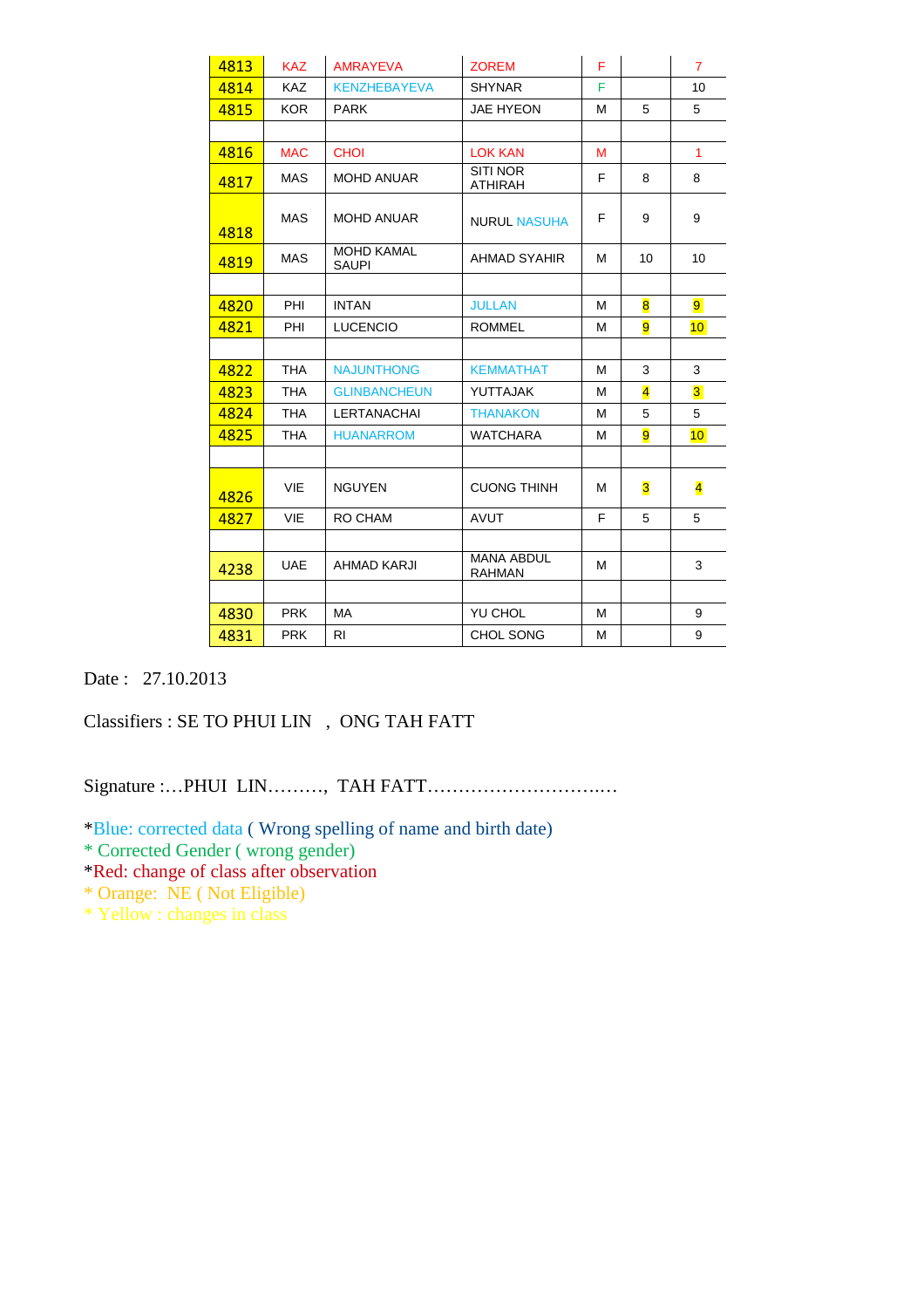| | | | | | | |
|---|---|---|---|---|---|---|
| 4813 | KAZ | AMRAYEVA | ZOREM | F | | 7 |
| 4814 | KAZ | KENZHEBAYEVA | SHYNAR | F | | 10 |
| 4815 | KOR | PARK | JAE HYEON | M | 5 | 5 |
| | | | | | | |
| 4816 | MAC | CHOI | LOK KAN | M | | 1 |
| 4817 | MAS | MOHD ANUAR | SITI NOR ATHIRAH | F | 8 | 8 |
| 4818 | MAS | MOHD ANUAR | NURUL NASUHA | F | 9 | 9 |
| 4819 | MAS | MOHD KAMAL SAUPI | AHMAD SYAHIR | M | 10 | 10 |
| | | | | | | |
| 4820 | PHI | INTAN | JULLAN | M | 8 | 9 |
| 4821 | PHI | LUCENCIO | ROMMEL | M | 9 | 10 |
| | | | | | | |
| 4822 | THA | NAJUNTHONG | KEMMATHAT | M | 3 | 3 |
| 4823 | THA | GLINBANCHEUN | YUTTAJAK | M | 4 | 3 |
| 4824 | THA | LERTANACHAI | THANAKON | M | 5 | 5 |
| 4825 | THA | HUANARROM | WATCHARA | M | 9 | 10 |
| | | | | | | |
| 4826 | VIE | NGUYEN | CUONG THINH | M | 3 | 4 |
| 4827 | VIE | RO CHAM | AVUT | F | 5 | 5 |
| | | | | | | |
| 4238 | UAE | AHMAD KARJI | MANA ABDUL RAHMAN | M | | 3 |
| | | | | | | |
| 4830 | PRK | MA | YU CHOL | M | | 9 |
| 4831 | PRK | RI | CHOL SONG | M | | 9 |

Date : 27.10.2013

Classifiers : SE TO PHUI LIN , ONG TAH FATT

Signature :…PHUI LIN………, TAH FATT…………………………..…

*Blue: corrected data ( Wrong spelling of name and birth date)
* Corrected Gender ( wrong gender)
*Red: change of class after observation
* Orange: NE ( Not Eligible)
* Yellow : changes in class